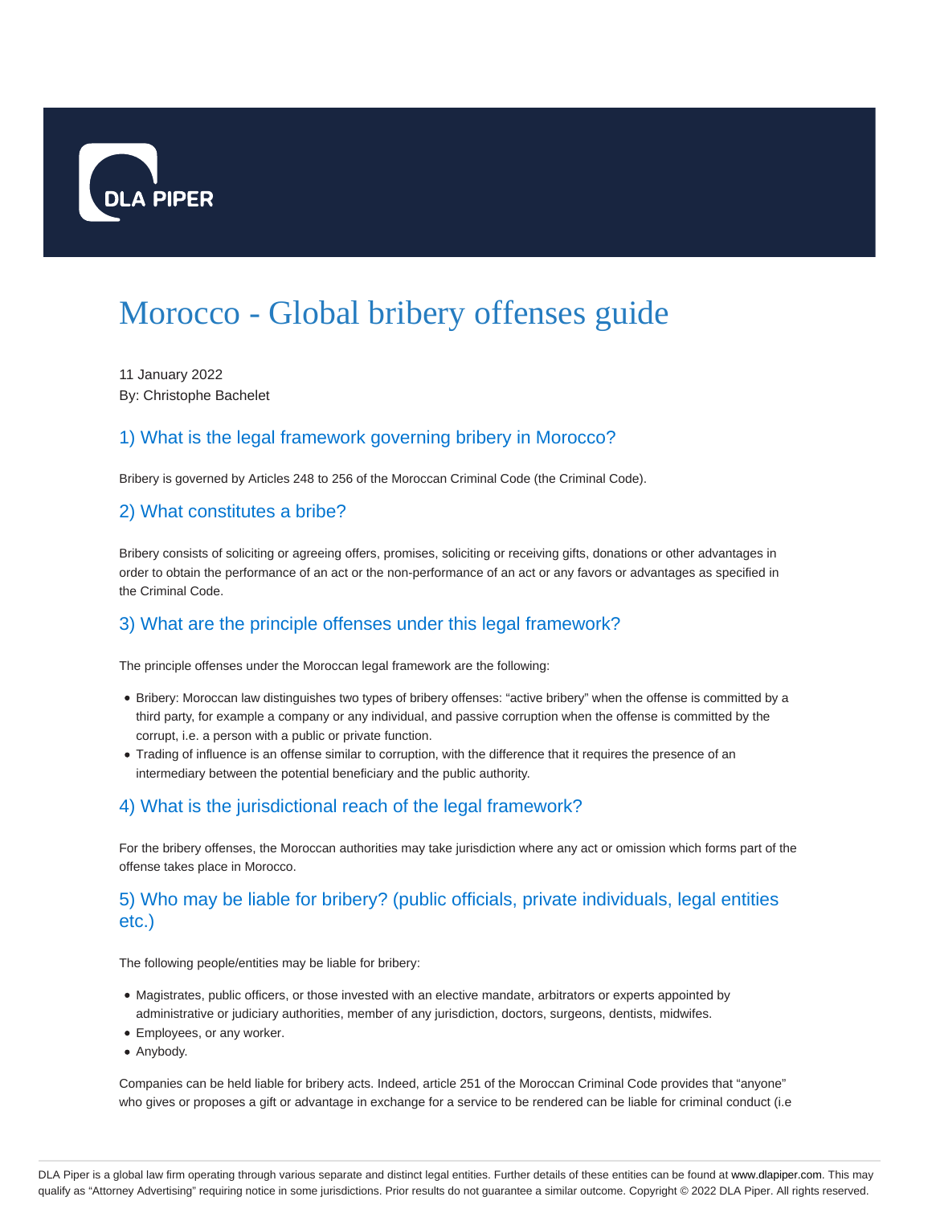# Morocco - Global bribery offenses guide

11 January 2022
By: Christophe Bachelet

## 1) What is the legal framework governing bribery in Morocco?

Bribery is governed by Articles 248 to 256 of the Moroccan Criminal Code (the Criminal Code).

## 2) What constitutes a bribe?

Bribery consists of soliciting or agreeing offers, promises, soliciting or receiving gifts, donations or other advantages in order to obtain the performance of an act or the non-performance of an act or any favors or advantages as specified in the Criminal Code.

## 3) What are the principle offenses under this legal framework?

The principle offenses under the Moroccan legal framework are the following:

- Bribery: Moroccan law distinguishes two types of bribery offenses: "active bribery" when the offense is committed by a third party, for example a company or any individual, and passive corruption when the offense is committed by the corrupt, i.e. a person with a public or private function.
- Trading of influence is an offense similar to corruption, with the difference that it requires the presence of an intermediary between the potential beneficiary and the public authority.

## 4) What is the jurisdictional reach of the legal framework?

For the bribery offenses, the Moroccan authorities may take jurisdiction where any act or omission which forms part of the offense takes place in Morocco.

## 5) Who may be liable for bribery? (public officials, private individuals, legal entities etc.)

The following people/entities may be liable for bribery:

- Magistrates, public officers, or those invested with an elective mandate, arbitrators or experts appointed by administrative or judiciary authorities, member of any jurisdiction, doctors, surgeons, dentists, midwifes.
- Employees, or any worker.
- Anybody.

Companies can be held liable for bribery acts. Indeed, article 251 of the Moroccan Criminal Code provides that "anyone" who gives or proposes a gift or advantage in exchange for a service to be rendered can be liable for criminal conduct (i.e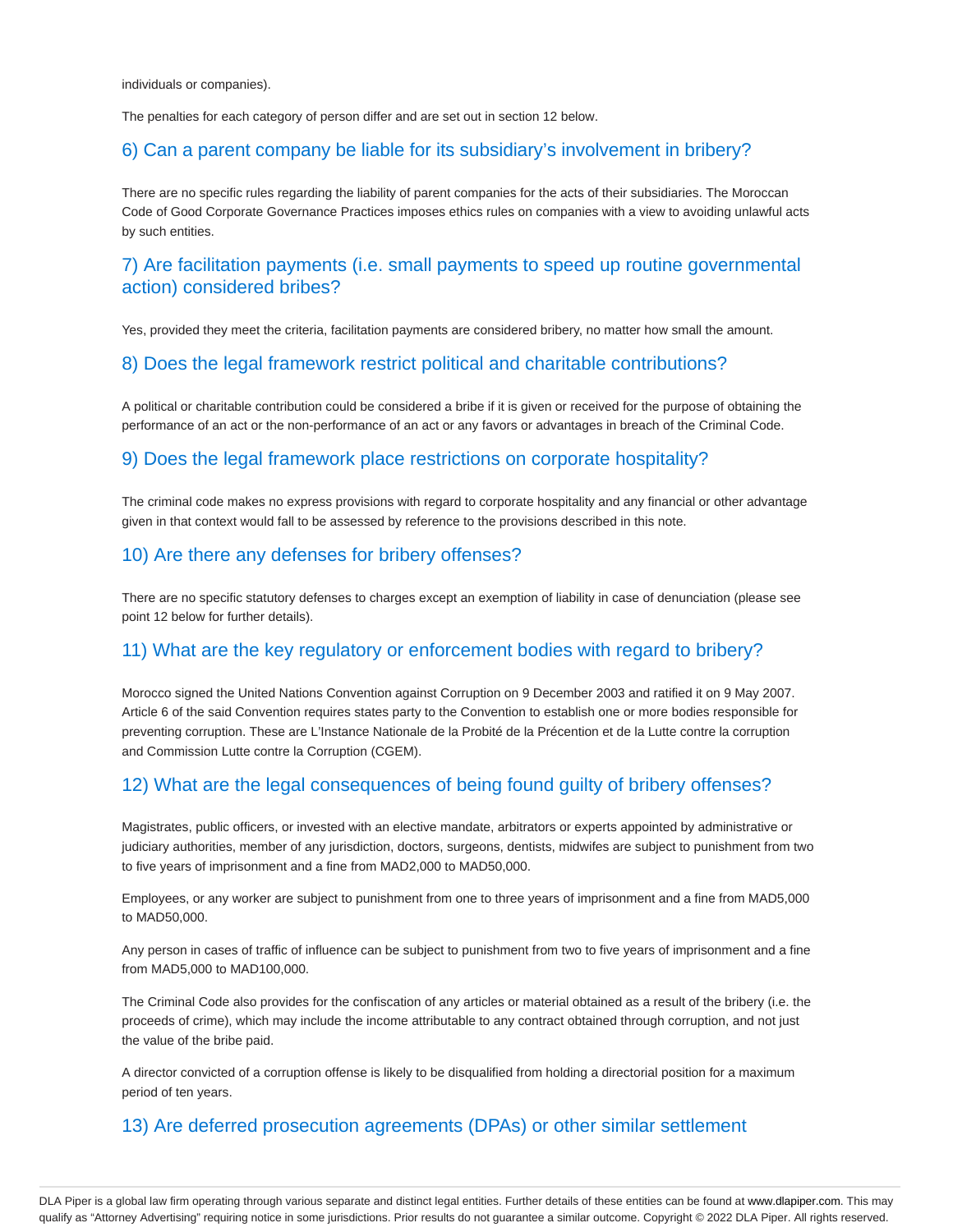individuals or companies).

The penalties for each category of person differ and are set out in section 12 below.

## 6) Can a parent company be liable for its subsidiary's involvement in bribery?

There are no specific rules regarding the liability of parent companies for the acts of their subsidiaries. The Moroccan Code of Good Corporate Governance Practices imposes ethics rules on companies with a view to avoiding unlawful acts by such entities.

## 7) Are facilitation payments (i.e. small payments to speed up routine governmental action) considered bribes?

Yes, provided they meet the criteria, facilitation payments are considered bribery, no matter how small the amount.

## 8) Does the legal framework restrict political and charitable contributions?

A political or charitable contribution could be considered a bribe if it is given or received for the purpose of obtaining the performance of an act or the non-performance of an act or any favors or advantages in breach of the Criminal Code.

## 9) Does the legal framework place restrictions on corporate hospitality?

The criminal code makes no express provisions with regard to corporate hospitality and any financial or other advantage given in that context would fall to be assessed by reference to the provisions described in this note.

## 10) Are there any defenses for bribery offenses?

There are no specific statutory defenses to charges except an exemption of liability in case of denunciation (please see point 12 below for further details).

## 11) What are the key regulatory or enforcement bodies with regard to bribery?

Morocco signed the United Nations Convention against Corruption on 9 December 2003 and ratified it on 9 May 2007. Article 6 of the said Convention requires states party to the Convention to establish one or more bodies responsible for preventing corruption. These are L'Instance Nationale de la Probité de la Précention et de la Lutte contre la corruption and Commission Lutte contre la Corruption (CGEM).

## 12) What are the legal consequences of being found guilty of bribery offenses?

Magistrates, public officers, or invested with an elective mandate, arbitrators or experts appointed by administrative or judiciary authorities, member of any jurisdiction, doctors, surgeons, dentists, midwifes are subject to punishment from two to five years of imprisonment and a fine from MAD2,000 to MAD50,000.

Employees, or any worker are subject to punishment from one to three years of imprisonment and a fine from MAD5,000 to MAD50,000.

Any person in cases of traffic of influence can be subject to punishment from two to five years of imprisonment and a fine from MAD5,000 to MAD100,000.

The Criminal Code also provides for the confiscation of any articles or material obtained as a result of the bribery (i.e. the proceeds of crime), which may include the income attributable to any contract obtained through corruption, and not just the value of the bribe paid.

A director convicted of a corruption offense is likely to be disqualified from holding a directorial position for a maximum period of ten years.

## 13) Are deferred prosecution agreements (DPAs) or other similar settlement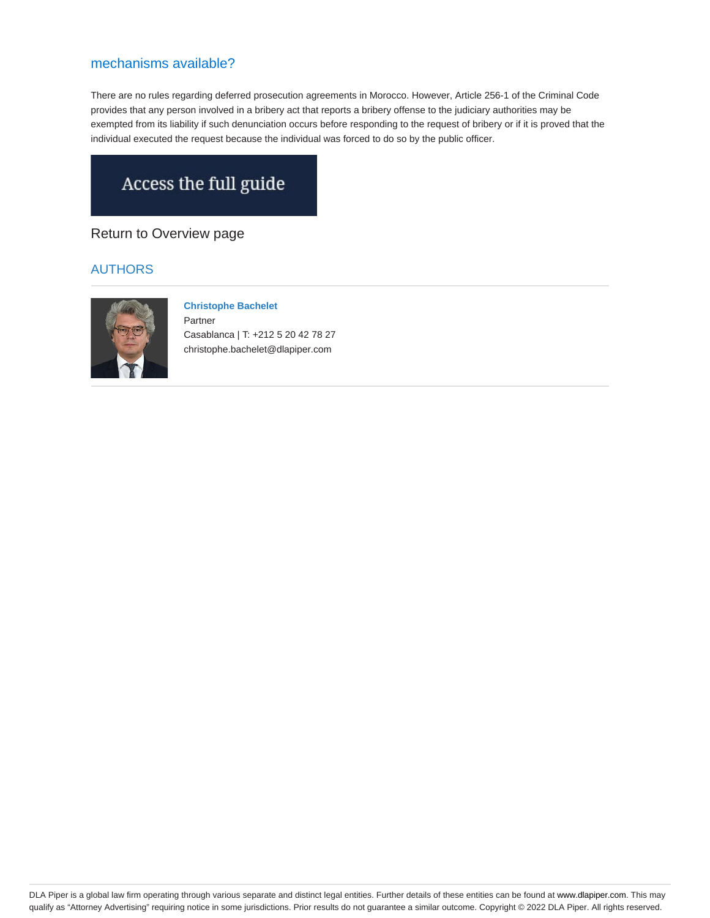## mechanisms available?

There are no rules regarding deferred prosecution agreements in Morocco. However, Article 256-1 of the Criminal Code provides that any person involved in a bribery act that reports a bribery offense to the judiciary authorities may be exempted from its liability if such denunciation occurs before responding to the request of bribery or if it is proved that the individual executed the request because the individual was forced to do so by the public officer.

Access the full guide

Return to Overview page

## AUTHORS

**Christophe Bachelet**
Partner
Casablanca | T: +212 5 20 42 78 27
christophe.bachelet@dlapiper.com

DLA Piper is a global law firm operating through various separate and distinct legal entities. Further details of these entities can be found at www.dlapiper.com. This may qualify as "Attorney Advertising" requiring notice in some jurisdictions. Prior results do not guarantee a similar outcome. Copyright © 2022 DLA Piper. All rights reserved.